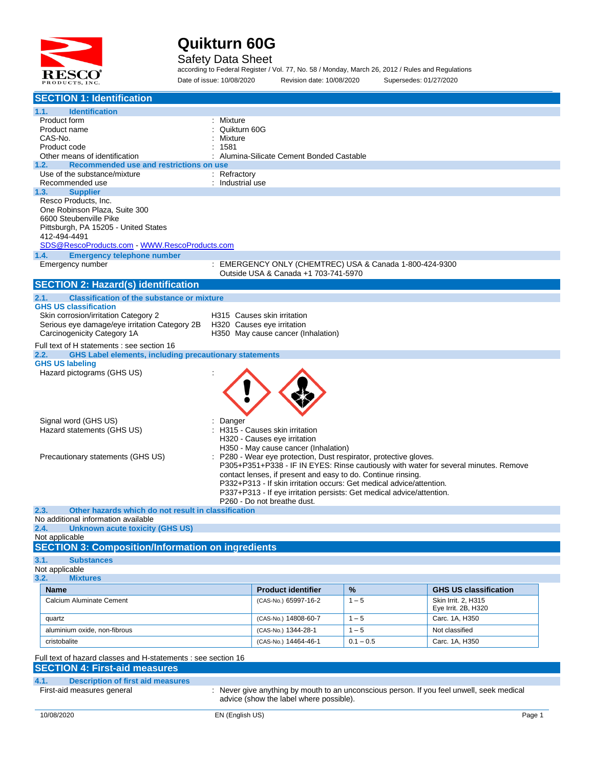# Quikturn 60G

Safety Data Sheet

according to Federal Register / Vol. 77, No. 58 / Monday, March 26, 2012 / Rules and Regulations

Date of issue: 10/08/2020 Revision date: 10/08/2020 Supersedes: 01/27/2020

## SECTION 1: Identification

### 1.1. Identification

| | |
|---|---|
| Product form | : Mixture |
| Product name | : Quikturn 60G |
| CAS-No. | : Mixture |
| Product code | : 1581 |
| Other means of identification | : Alumina-Silicate Cement Bonded Castable |

### 1.2. Recommended use and restrictions on use

| | |
|---|---|
| Use of the substance/mixture | : Refractory |
| Recommended use | : Industrial use |

### 1.3. Supplier

Resco Products, Inc.
One Robinson Plaza, Suite 300
6600 Steubenville Pike
Pittsburgh, PA 15205 - United States
412-494-4491
SDS@RescoProducts.com - WWW.RescoProducts.com

### 1.4. Emergency telephone number

Emergency number : EMERGENCY ONLY (CHEMTREC) USA & Canada 1-800-424-9300
Outside USA & Canada +1 703-741-5970

## SECTION 2: Hazard(s) identification

### 2.1. Classification of the substance or mixture

**GHS US classification**

| | |
|---|---|
| Skin corrosion/irritation Category 2 | H315 Causes skin irritation |
| Serious eye damage/eye irritation Category 2B | H320 Causes eye irritation |
| Carcinogenicity Category 1A | H350 May cause cancer (Inhalation) |

Full text of H statements : see section 16

### 2.2. GHS Label elements, including precautionary statements

**GHS US labeling**

Hazard pictograms (GHS US) :

Signal word (GHS US) : Danger

Hazard statements (GHS US) : H315 - Causes skin irritation
H320 - Causes eye irritation
H350 - May cause cancer (Inhalation)

Precautionary statements (GHS US) : P280 - Wear eye protection, Dust respirator, protective gloves.
P305+P351+P338 - IF IN EYES: Rinse cautiously with water for several minutes. Remove contact lenses, if present and easy to do. Continue rinsing.
P332+P313 - If skin irritation occurs: Get medical advice/attention.
P337+P313 - If eye irritation persists: Get medical advice/attention.
P260 - Do not breathe dust.

### 2.3. Other hazards which do not result in classification

No additional information available

### 2.4. Unknown acute toxicity (GHS US)

Not applicable

## SECTION 3: Composition/Information on ingredients

### 3.1. Substances

Not applicable

### 3.2. Mixtures

| Name | Product identifier | % | GHS US classification |
|---|---|---|---|
| Calcium Aluminate Cement | (CAS-No.) 65997-16-2 | 1 – 5 | Skin Irrit. 2, H315<br>Eye Irrit. 2B, H320 |
| quartz | (CAS-No.) 14808-60-7 | 1 – 5 | Carc. 1A, H350 |
| aluminium oxide, non-fibrous | (CAS-No.) 1344-28-1 | 1 – 5 | Not classified |
| cristobalite | (CAS-No.) 14464-46-1 | 0.1 – 0.5 | Carc. 1A, H350 |

Full text of hazard classes and H-statements : see section 16

## SECTION 4: First-aid measures

### 4.1. Description of first aid measures

First-aid measures general : Never give anything by mouth to an unconscious person. If you feel unwell, seek medical advice (show the label where possible).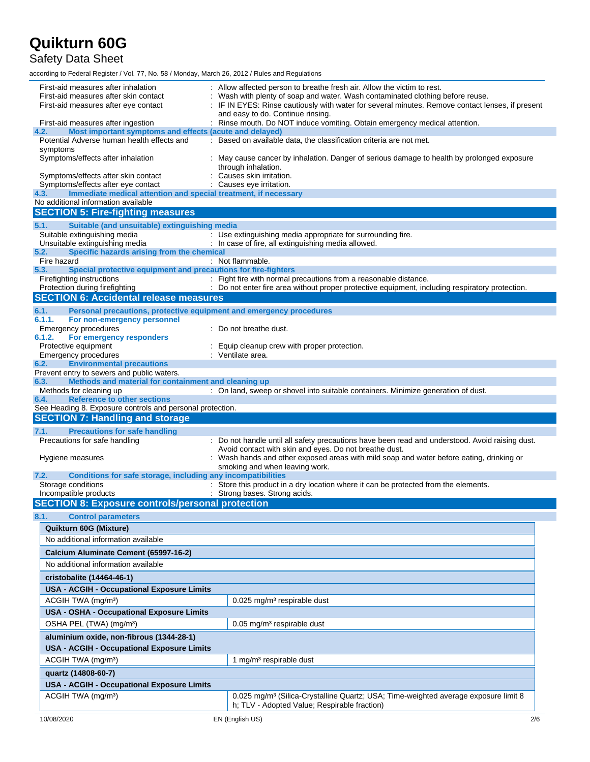First-aid measures after inhalation : Allow affected person to breathe fresh air. Allow the victim to rest.

First-aid measures after skin contact : Wash with plenty of soap and water. Wash contaminated clothing before reuse.

First-aid measures after eye contact : IF IN EYES: Rinse cautiously with water for several minutes. Remove contact lenses, if present and easy to do. Continue rinsing.

First-aid measures after ingestion : Rinse mouth. Do NOT induce vomiting. Obtain emergency medical attention.

### 4.2. Most important symptoms and effects (acute and delayed)

Potential Adverse human health effects and symptoms : Based on available data, the classification criteria are not met.

Symptoms/effects after inhalation : May cause cancer by inhalation. Danger of serious damage to health by prolonged exposure through inhalation.

Symptoms/effects after skin contact : Causes skin irritation.

Symptoms/effects after eye contact : Causes eye irritation.

### 4.3. Immediate medical attention and special treatment, if necessary

No additional information available

## SECTION 5: Fire-fighting measures

### 5.1. Suitable (and unsuitable) extinguishing media

Suitable extinguishing media : Use extinguishing media appropriate for surrounding fire.

Unsuitable extinguishing media : In case of fire, all extinguishing media allowed.

### 5.2. Specific hazards arising from the chemical

Fire hazard : Not flammable.

### 5.3. Special protective equipment and precautions for fire-fighters

Firefighting instructions : Fight fire with normal precautions from a reasonable distance.

Protection during firefighting : Do not enter fire area without proper protective equipment, including respiratory protection.

## SECTION 6: Accidental release measures

### 6.1. Personal precautions, protective equipment and emergency procedures

#### 6.1.1. For non-emergency personnel

Emergency procedures : Do not breathe dust.

#### 6.1.2. For emergency responders

Protective equipment : Equip cleanup crew with proper protection.

Emergency procedures : Ventilate area.

### 6.2. Environmental precautions

Prevent entry to sewers and public waters.

### 6.3. Methods and material for containment and cleaning up

Methods for cleaning up : On land, sweep or shovel into suitable containers. Minimize generation of dust.

### 6.4. Reference to other sections

See Heading 8. Exposure controls and personal protection.

## SECTION 7: Handling and storage

### 7.1. Precautions for safe handling

Precautions for safe handling : Do not handle until all safety precautions have been read and understood. Avoid raising dust. Avoid contact with skin and eyes. Do not breathe dust.

Hygiene measures : Wash hands and other exposed areas with mild soap and water before eating, drinking or smoking and when leaving work.

### 7.2. Conditions for safe storage, including any incompatibilities

Storage conditions : Store this product in a dry location where it can be protected from the elements.

Incompatible products : Strong bases. Strong acids.

## SECTION 8: Exposure controls/personal protection

### 8.1. Control parameters

| **Quikturn 60G (Mixture)** | |
|---|---|
| No additional information available | |
| **Calcium Aluminate Cement (65997-16-2)** | |
| No additional information available | |
| **cristobalite (14464-46-1)** | |
| **USA - ACGIH - Occupational Exposure Limits** | |
| ACGIH TWA (mg/m³) | 0.025 mg/m³ respirable dust |
| **USA - OSHA - Occupational Exposure Limits** | |
| OSHA PEL (TWA) (mg/m³) | 0.05 mg/m³ respirable dust |
| **aluminium oxide, non-fibrous (1344-28-1)** | |
| **USA - ACGIH - Occupational Exposure Limits** | |
| ACGIH TWA (mg/m³) | 1 mg/m³ respirable dust |
| **quartz (14808-60-7)** | |
| **USA - ACGIH - Occupational Exposure Limits** | |
| ACGIH TWA (mg/m³) | 0.025 mg/m³ (Silica-Crystalline Quartz; USA; Time-weighted average exposure limit 8 h; TLV - Adopted Value; Respirable fraction) |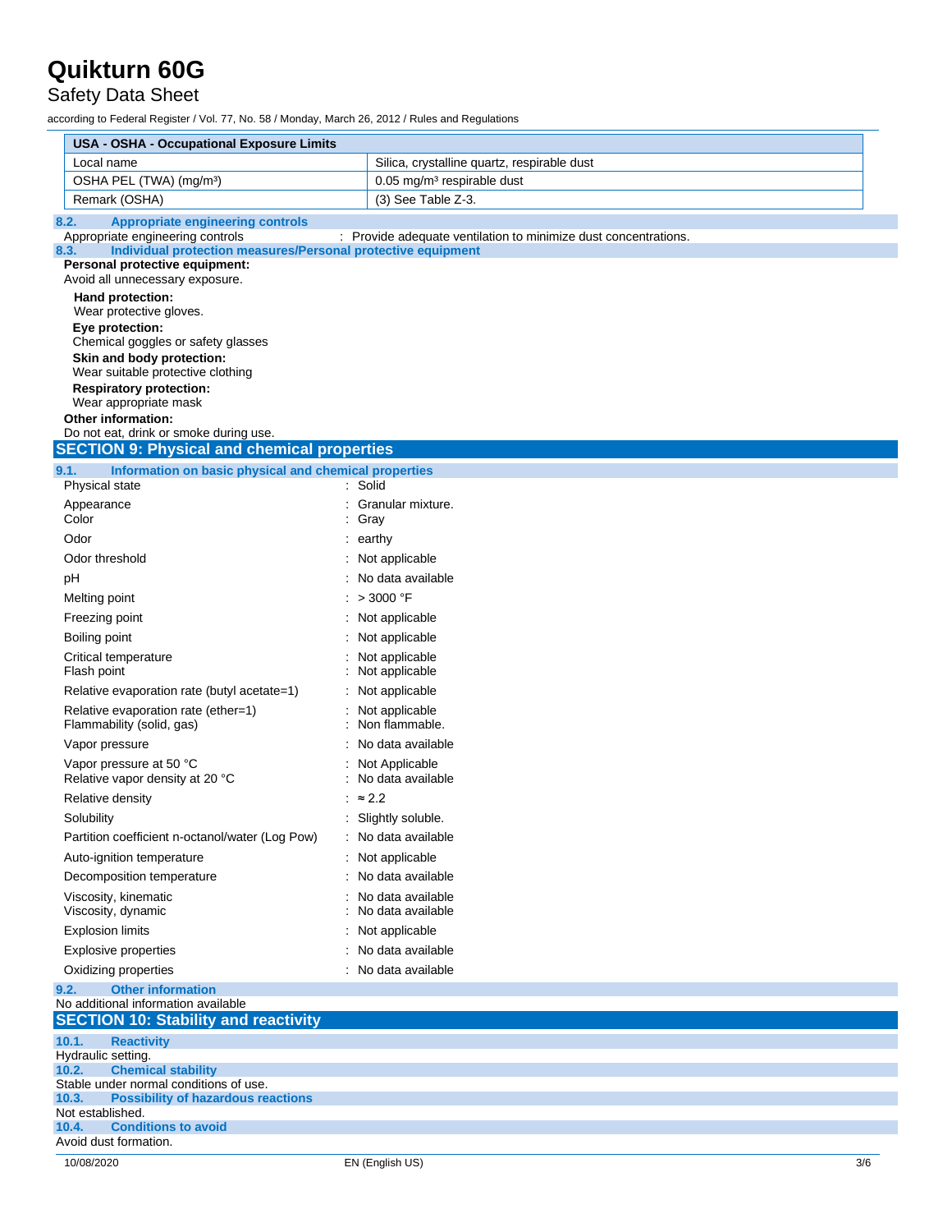| USA - OSHA - Occupational Exposure Limits | |
|---|---|
| Local name | Silica, crystalline quartz, respirable dust |
| OSHA PEL (TWA) (mg/m³) | 0.05 mg/m³ respirable dust |
| Remark (OSHA) | (3) See Table Z-3. |

### 8.2. Appropriate engineering controls

Appropriate engineering controls : Provide adequate ventilation to minimize dust concentrations.

### 8.3. Individual protection measures/Personal protective equipment

**Personal protective equipment:**

Avoid all unnecessary exposure.

**Hand protection:**

Wear protective gloves.

**Eye protection:**

Chemical goggles or safety glasses

**Skin and body protection:**

Wear suitable protective clothing

**Respiratory protection:**

Wear appropriate mask

**Other information:**

Do not eat, drink or smoke during use.

## SECTION 9: Physical and chemical properties

### 9.1. Information on basic physical and chemical properties

| | |
|---|---|
| Physical state | : Solid |
| Appearance | : Granular mixture. |
| Color | : Gray |
| Odor | : earthy |
| Odor threshold | : Not applicable |
| pH | : No data available |
| Melting point | : > 3000 °F |
| Freezing point | : Not applicable |
| Boiling point | : Not applicable |
| Critical temperature | : Not applicable |
| Flash point | : Not applicable |
| Relative evaporation rate (butyl acetate=1) | : Not applicable |
| Relative evaporation rate (ether=1) | : Not applicable |
| Flammability (solid, gas) | : Non flammable. |
| Vapor pressure | : No data available |
| Vapor pressure at 50 °C | : Not Applicable |
| Relative vapor density at 20 °C | : No data available |
| Relative density | : ≈ 2.2 |
| Solubility | : Slightly soluble. |
| Partition coefficient n-octanol/water (Log Pow) | : No data available |
| Auto-ignition temperature | : Not applicable |
| Decomposition temperature | : No data available |
| Viscosity, kinematic | : No data available |
| Viscosity, dynamic | : No data available |
| Explosion limits | : Not applicable |
| Explosive properties | : No data available |
| Oxidizing properties | : No data available |

### 9.2. Other information

No additional information available

## SECTION 10: Stability and reactivity

### 10.1. Reactivity

Hydraulic setting.

### 10.2. Chemical stability

Stable under normal conditions of use.

### 10.3. Possibility of hazardous reactions

Not established.

### 10.4. Conditions to avoid

Avoid dust formation.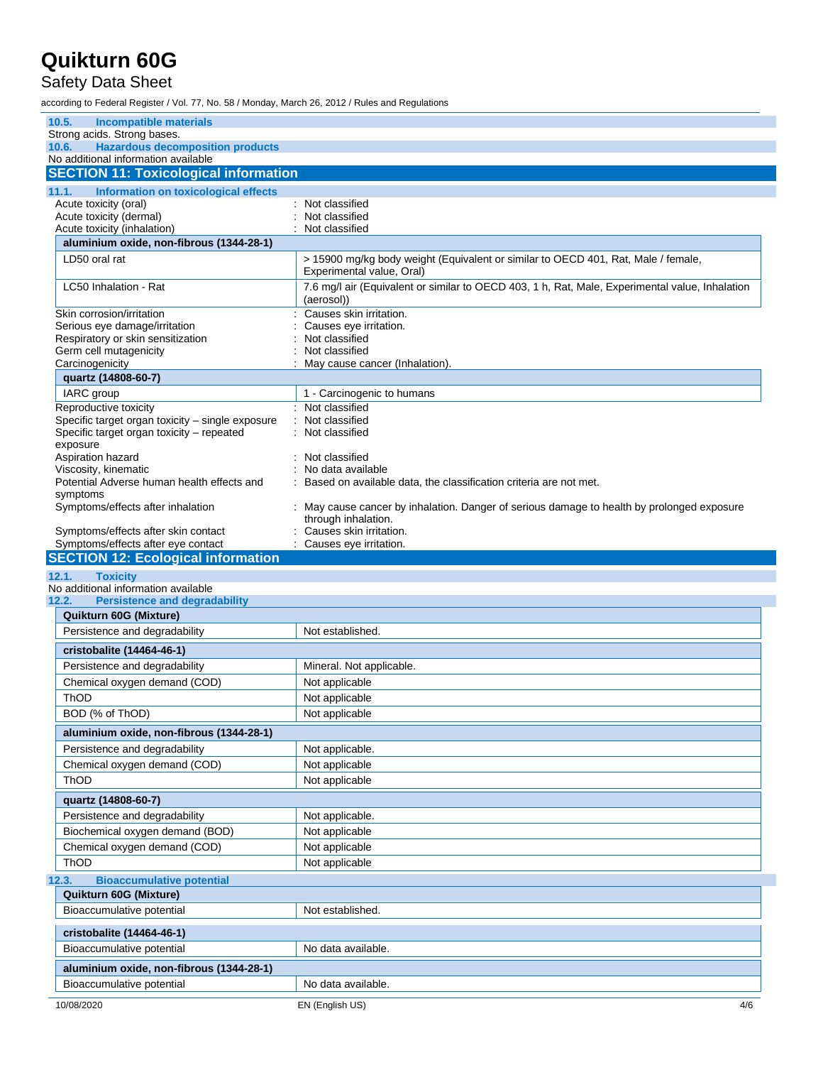### 10.5. Incompatible materials

Strong acids. Strong bases.

### 10.6. Hazardous decomposition products

No additional information available

## SECTION 11: Toxicological information

### 11.1. Information on toxicological effects

Acute toxicity (oral) : Not classified

Acute toxicity (dermal) : Not classified

Acute toxicity (inhalation) : Not classified

| aluminium oxide, non-fibrous (1344-28-1) | |
|---|---|
| LD50 oral rat | > 15900 mg/kg body weight (Equivalent or similar to OECD 401, Rat, Male / female, Experimental value, Oral) |
| LC50 Inhalation - Rat | 7.6 mg/l air (Equivalent or similar to OECD 403, 1 h, Rat, Male, Experimental value, Inhalation (aerosol)) |

Skin corrosion/irritation : Causes skin irritation.

Serious eye damage/irritation : Causes eye irritation.

Respiratory or skin sensitization : Not classified

Germ cell mutagenicity : Not classified

Carcinogenicity : May cause cancer (Inhalation).

| quartz (14808-60-7) | |
|---|---|
| IARC group | 1 - Carcinogenic to humans |

Reproductive toxicity : Not classified

Specific target organ toxicity – single exposure : Not classified

Specific target organ toxicity – repeated exposure : Not classified

Aspiration hazard : Not classified

Viscosity, kinematic : No data available

Potential Adverse human health effects and symptoms : Based on available data, the classification criteria are not met.

Symptoms/effects after inhalation : May cause cancer by inhalation. Danger of serious damage to health by prolonged exposure through inhalation.

Symptoms/effects after skin contact : Causes skin irritation.

Symptoms/effects after eye contact : Causes eye irritation.

## SECTION 12: Ecological information

### 12.1. Toxicity

No additional information available

### 12.2. Persistence and degradability

| Quikturn 60G (Mixture) | |
|---|---|
| Persistence and degradability | Not established. |

| cristobalite (14464-46-1) | |
|---|---|
| Persistence and degradability | Mineral. Not applicable. |
| Chemical oxygen demand (COD) | Not applicable |
| ThOD | Not applicable |
| BOD (% of ThOD) | Not applicable |

| aluminium oxide, non-fibrous (1344-28-1) | |
|---|---|
| Persistence and degradability | Not applicable. |
| Chemical oxygen demand (COD) | Not applicable |
| ThOD | Not applicable |

| quartz (14808-60-7) | |
|---|---|
| Persistence and degradability | Not applicable. |
| Biochemical oxygen demand (BOD) | Not applicable |
| Chemical oxygen demand (COD) | Not applicable |
| ThOD | Not applicable |

### 12.3. Bioaccumulative potential

| Quikturn 60G (Mixture) | |
|---|---|
| Bioaccumulative potential | Not established. |

| cristobalite (14464-46-1) | |
|---|---|
| Bioaccumulative potential | No data available. |

| aluminium oxide, non-fibrous (1344-28-1) | |
|---|---|
| Bioaccumulative potential | No data available. |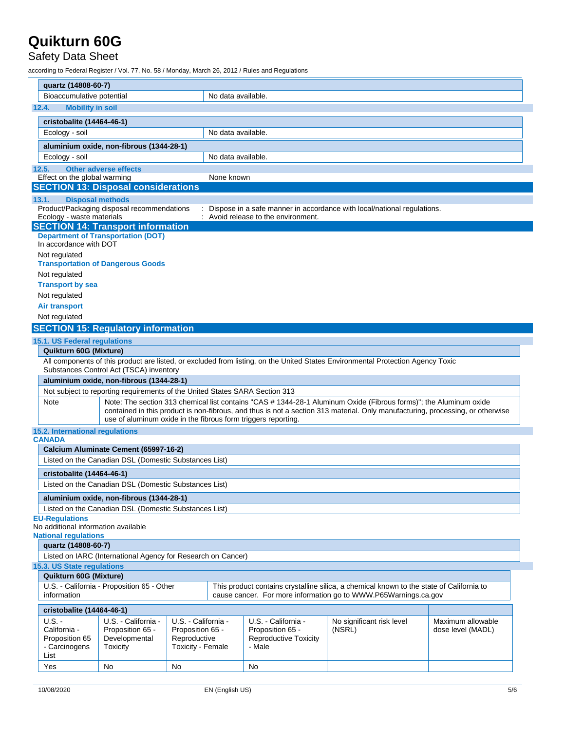| quartz (14808-60-7) | |
|---|---|
| Bioaccumulative potential | No data available. |

### 12.4. Mobility in soil

| cristobalite (14464-46-1) | |
|---|---|
| Ecology - soil | No data available. |

| aluminium oxide, non-fibrous (1344-28-1) | |
|---|---|
| Ecology - soil | No data available. |

### 12.5. Other adverse effects

Effect on the global warming : None known

## SECTION 13: Disposal considerations

### 13.1. Disposal methods

Product/Packaging disposal recommendations : Dispose in a safe manner in accordance with local/national regulations.

Ecology - waste materials : Avoid release to the environment.

## SECTION 14: Transport information

**Department of Transportation (DOT)**

In accordance with DOT

Not regulated

**Transportation of Dangerous Goods**

Not regulated

**Transport by sea**

Not regulated

**Air transport**

Not regulated

## SECTION 15: Regulatory information

### 15.1. US Federal regulations

| Quikturn 60G (Mixture) |
|---|
| All components of this product are listed, or excluded from listing, on the United States Environmental Protection Agency Toxic Substances Control Act (TSCA) inventory |

| aluminium oxide, non-fibrous (1344-28-1) | |
|---|---|
| Not subject to reporting requirements of the United States SARA Section 313 | |
| Note | Note: The section 313 chemical list contains "CAS # 1344-28-1 Aluminum Oxide (Fibrous forms)"; the Aluminum oxide contained in this product is non-fibrous, and thus is not a section 313 material. Only manufacturing, processing, or otherwise use of aluminum oxide in the fibrous form triggers reporting. |

### 15.2. International regulations

**CANADA**

| Calcium Aluminate Cement (65997-16-2) |
|---|
| Listed on the Canadian DSL (Domestic Substances List) |

| cristobalite (14464-46-1) |
|---|
| Listed on the Canadian DSL (Domestic Substances List) |

| aluminium oxide, non-fibrous (1344-28-1) |
|---|
| Listed on the Canadian DSL (Domestic Substances List) |

**EU-Regulations**

No additional information available

**National regulations**

| quartz (14808-60-7) |
|---|
| Listed on IARC (International Agency for Research on Cancer) |

### 15.3. US State regulations

| Quikturn 60G (Mixture) | |
|---|---|
| U.S. - California - Proposition 65 - Other information | This product contains crystalline silica, a chemical known to the state of California to cause cancer. For more information go to WWW.P65Warnings.ca.gov |

| cristobalite (14464-46-1) | | | | | |
|---|---|---|---|---|---|
| U.S. - California - Proposition 65 - Carcinogens List | U.S. - California - Proposition 65 - Developmental Toxicity | U.S. - California - Proposition 65 - Reproductive Toxicity - Female | U.S. - California - Proposition 65 - Reproductive Toxicity - Male | No significant risk level (NSRL) | Maximum allowable dose level (MADL) |
| Yes | No | No | No | | |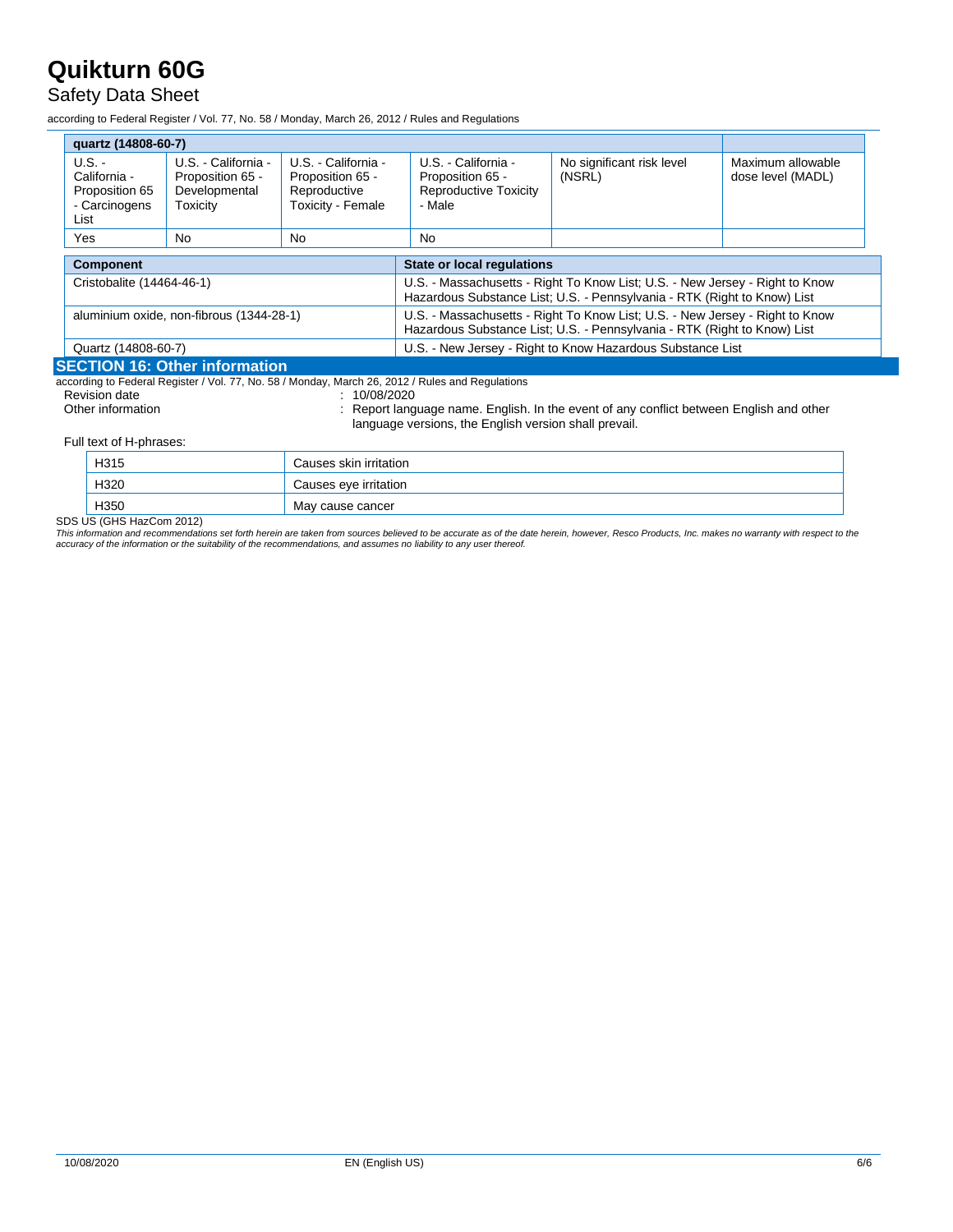| quartz (14808-60-7) | | | | | |
|---|---|---|---|---|---|
| U.S. - California - Proposition 65 - Carcinogens List | U.S. - California - Proposition 65 - Developmental Toxicity | U.S. - California - Proposition 65 - Reproductive Toxicity - Female | U.S. - California - Proposition 65 - Reproductive Toxicity - Male | No significant risk level (NSRL) | Maximum allowable dose level (MADL) |
| Yes | No | No | No | | |

| Component | State or local regulations |
|---|---|
| Cristobalite (14464-46-1) | U.S. - Massachusetts - Right To Know List; U.S. - New Jersey - Right to Know Hazardous Substance List; U.S. - Pennsylvania - RTK (Right to Know) List |
| aluminium oxide, non-fibrous (1344-28-1) | U.S. - Massachusetts - Right To Know List; U.S. - New Jersey - Right to Know Hazardous Substance List; U.S. - Pennsylvania - RTK (Right to Know) List |
| Quartz (14808-60-7) | U.S. - New Jersey - Right to Know Hazardous Substance List |

## SECTION 16: Other information

according to Federal Register / Vol. 77, No. 58 / Monday, March 26, 2012 / Rules and Regulations

Revision date : 10/08/2020

Other information : Report language name. English. In the event of any conflict between English and other language versions, the English version shall prevail.

Full text of H-phrases:

| | |
|---|---|
| H315 | Causes skin irritation |
| H320 | Causes eye irritation |
| H350 | May cause cancer |

SDS US (GHS HazCom 2012)

*This information and recommendations set forth herein are taken from sources believed to be accurate as of the date herein, however, Resco Products, Inc. makes no warranty with respect to the accuracy of the information or the suitability of the recommendations, and assumes no liability to any user thereof.*